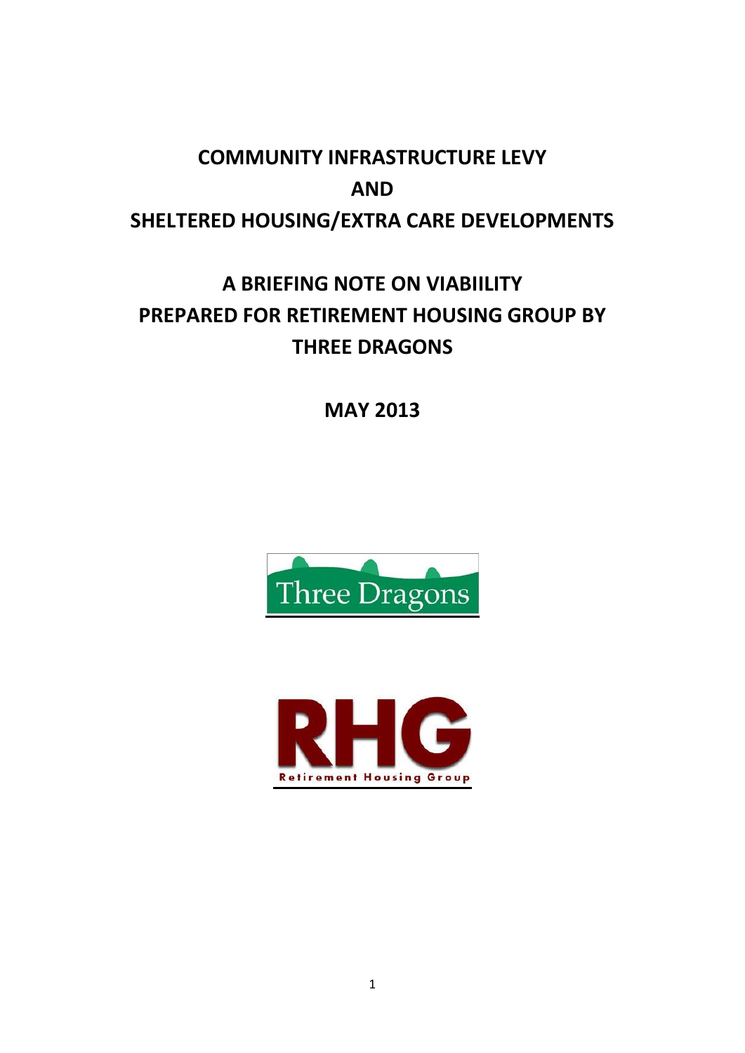# COMMUNITY INFRASTRUCTURE LEVY AND SHELTERED HOUSING/EXTRA CARE DEVELOPMENTS

## A BRIEFING NOTE ON VIABIILITY PREPARED FOR RETIREMENT HOUSING GROUP BY THREE DRAGONS

**MAY 2013**

Three Dragons

RHG

Retirement Housing Group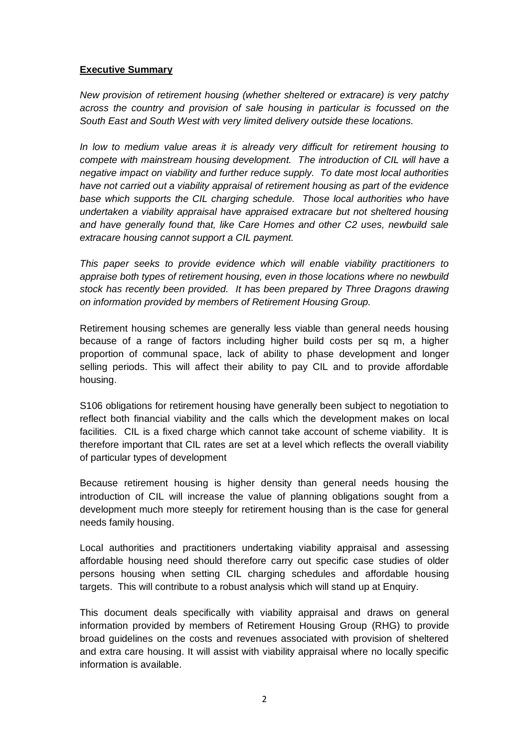**Executive Summary**

*New provision of retirement housing (whether sheltered or extracare) is very patchy across the country and provision of sale housing in particular is focussed on the South East and South West with very limited delivery outside these locations.*

*In low to medium value areas it is already very difficult for retirement housing to compete with mainstream housing development. The introduction of CIL will have a negative impact on viability and further reduce supply. To date most local authorities have not carried out a viability appraisal of retirement housing as part of the evidence base which supports the CIL charging schedule. Those local authorities who have undertaken a viability appraisal have appraised extracare but not sheltered housing and have generally found that, like Care Homes and other C2 uses, newbuild sale extracare housing cannot support a CIL payment.*

*This paper seeks to provide evidence which will enable viability practitioners to appraise both types of retirement housing, even in those locations where no newbuild stock has recently been provided. It has been prepared by Three Dragons drawing on information provided by members of Retirement Housing Group.*

Retirement housing schemes are generally less viable than general needs housing because of a range of factors including higher build costs per sq m, a higher proportion of communal space, lack of ability to phase development and longer selling periods. This will affect their ability to pay CIL and to provide affordable housing.

S106 obligations for retirement housing have generally been subject to negotiation to reflect both financial viability and the calls which the development makes on local facilities. CIL is a fixed charge which cannot take account of scheme viability. It is therefore important that CIL rates are set at a level which reflects the overall viability of particular types of development

Because retirement housing is higher density than general needs housing the introduction of CIL will increase the value of planning obligations sought from a development much more steeply for retirement housing than is the case for general needs family housing.

Local authorities and practitioners undertaking viability appraisal and assessing affordable housing need should therefore carry out specific case studies of older persons housing when setting CIL charging schedules and affordable housing targets. This will contribute to a robust analysis which will stand up at Enquiry.

This document deals specifically with viability appraisal and draws on general information provided by members of Retirement Housing Group (RHG) to provide broad guidelines on the costs and revenues associated with provision of sheltered and extra care housing. It will assist with viability appraisal where no locally specific information is available.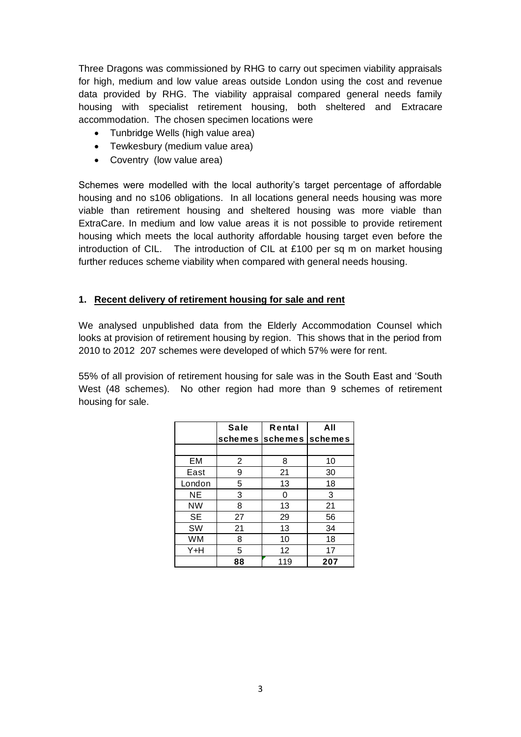Three Dragons was commissioned by RHG to carry out specimen viability appraisals for high, medium and low value areas outside London using the cost and revenue data provided by RHG. The viability appraisal compared general needs family housing with specialist retirement housing, both sheltered and Extracare accommodation. The chosen specimen locations were

- Tunbridge Wells (high value area)
- Tewkesbury (medium value area)
- Coventry (low value area)

Schemes were modelled with the local authority's target percentage of affordable housing and no s106 obligations. In all locations general needs housing was more viable than retirement housing and sheltered housing was more viable than ExtraCare. In medium and low value areas it is not possible to provide retirement housing which meets the local authority affordable housing target even before the introduction of CIL. The introduction of CIL at £100 per sq m on market housing further reduces scheme viability when compared with general needs housing.

## 1. Recent delivery of retirement housing for sale and rent

We analysed unpublished data from the Elderly Accommodation Counsel which looks at provision of retirement housing by region. This shows that in the period from 2010 to 2012 207 schemes were developed of which 57% were for rent.

55% of all provision of retirement housing for sale was in the South East and 'South West (48 schemes). No other region had more than 9 schemes of retirement housing for sale.

| | Sale schemes | Rental schemes | All schemes |
|---|---|---|---|
| | | | |
| EM | 2 | 8 | 10 |
| East | 9 | 21 | 30 |
| London | 5 | 13 | 18 |
| NE | 3 | 0 | 3 |
| NW | 8 | 13 | 21 |
| SE | 27 | 29 | 56 |
| SW | 21 | 13 | 34 |
| WM | 8 | 10 | 18 |
| Y+H | 5 | 12 | 17 |
| | **88** | 119 | **207** |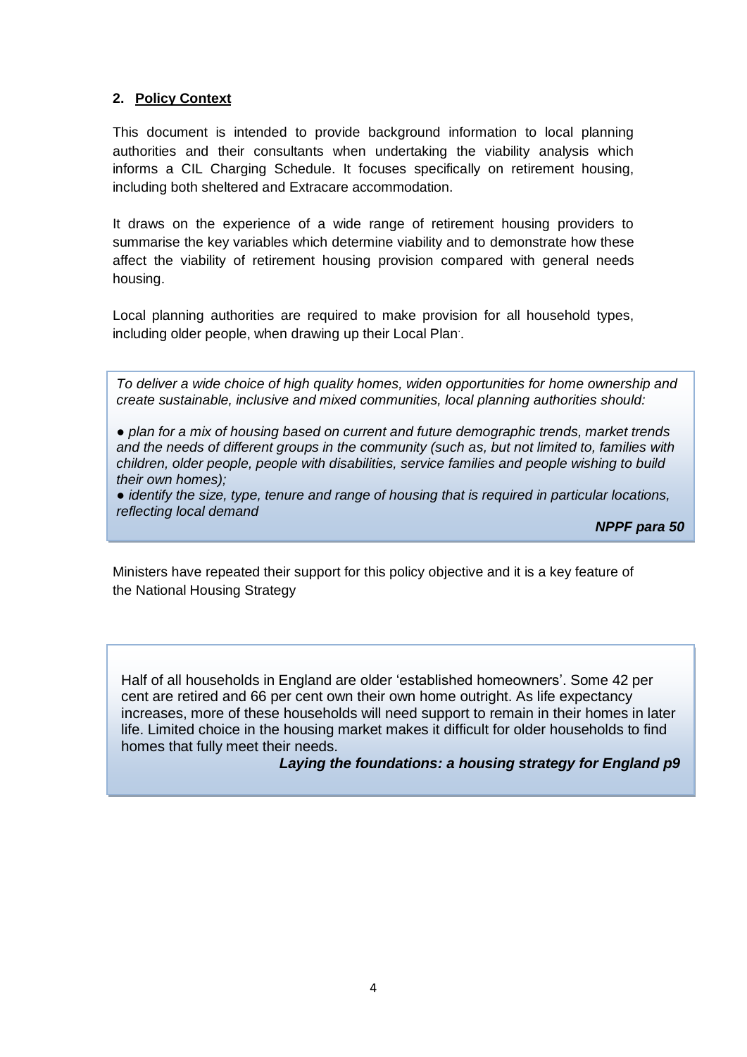## 2. Policy Context

This document is intended to provide background information to local planning authorities and their consultants when undertaking the viability analysis which informs a CIL Charging Schedule. It focuses specifically on retirement housing, including both sheltered and Extracare accommodation.

It draws on the experience of a wide range of retirement housing providers to summarise the key variables which determine viability and to demonstrate how these affect the viability of retirement housing provision compared with general needs housing.

Local planning authorities are required to make provision for all household types, including older people, when drawing up their Local Plan.

> *To deliver a wide choice of high quality homes, widen opportunities for home ownership and create sustainable, inclusive and mixed communities, local planning authorities should:*
>
> *● plan for a mix of housing based on current and future demographic trends, market trends and the needs of different groups in the community (such as, but not limited to, families with children, older people, people with disabilities, service families and people wishing to build their own homes);*
>
> *● identify the size, type, tenure and range of housing that is required in particular locations, reflecting local demand*
>
> ***NPPF para 50***

Ministers have repeated their support for this policy objective and it is a key feature of the National Housing Strategy

> Half of all households in England are older 'established homeowners'. Some 42 per cent are retired and 66 per cent own their home outright. As life expectancy increases, more of these households will need support to remain in their homes in later life. Limited choice in the housing market makes it difficult for older households to find homes that fully meet their needs.
>
> ***Laying the foundations: a housing strategy for England p9***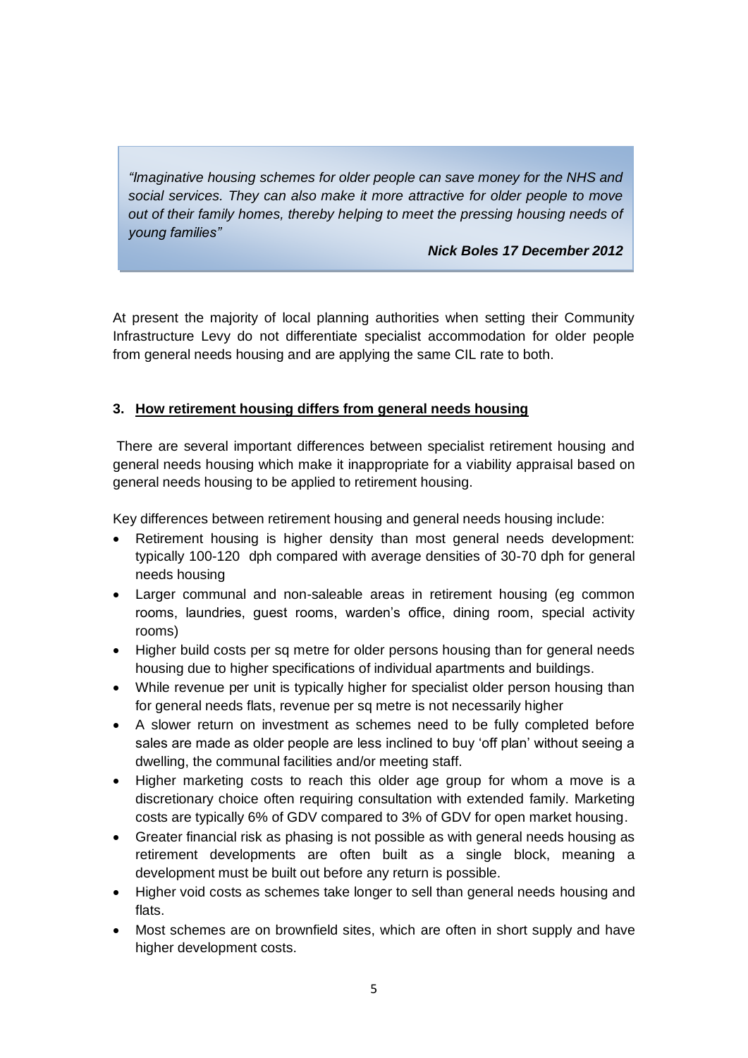> *"Imaginative housing schemes for older people can save money for the NHS and social services. They can also make it more attractive for older people to move out of their family homes, thereby helping to meet the pressing housing needs of young families"*
>
> ***Nick Boles 17 December 2012***

At present the majority of local planning authorities when setting their Community Infrastructure Levy do not differentiate specialist accommodation for older people from general needs housing and are applying the same CIL rate to both.

### 3. <u>How retirement housing differs from general needs housing</u>

There are several important differences between specialist retirement housing and general needs housing which make it inappropriate for a viability appraisal based on general needs housing to be applied to retirement housing.

Key differences between retirement housing and general needs housing include:

- Retirement housing is higher density than most general needs development: typically 100-120 dph compared with average densities of 30-70 dph for general needs housing
- Larger communal and non-saleable areas in retirement housing (eg common rooms, laundries, guest rooms, warden's office, dining room, special activity rooms)
- Higher build costs per sq metre for older persons housing than for general needs housing due to higher specifications of individual apartments and buildings.
- While revenue per unit is typically higher for specialist older person housing than for general needs flats, revenue per sq metre is not necessarily higher
- A slower return on investment as schemes need to be fully completed before sales are made as older people are less inclined to buy 'off plan' without seeing a dwelling, the communal facilities and/or meeting staff.
- Higher marketing costs to reach this older age group for whom a move is a discretionary choice often requiring consultation with extended family. Marketing costs are typically 6% of GDV compared to 3% of GDV for open market housing.
- Greater financial risk as phasing is not possible as with general needs housing as retirement developments are often built as a single block, meaning a development must be built out before any return is possible.
- Higher void costs as schemes take longer to sell than general needs housing and flats.
- Most schemes are on brownfield sites, which are often in short supply and have higher development costs.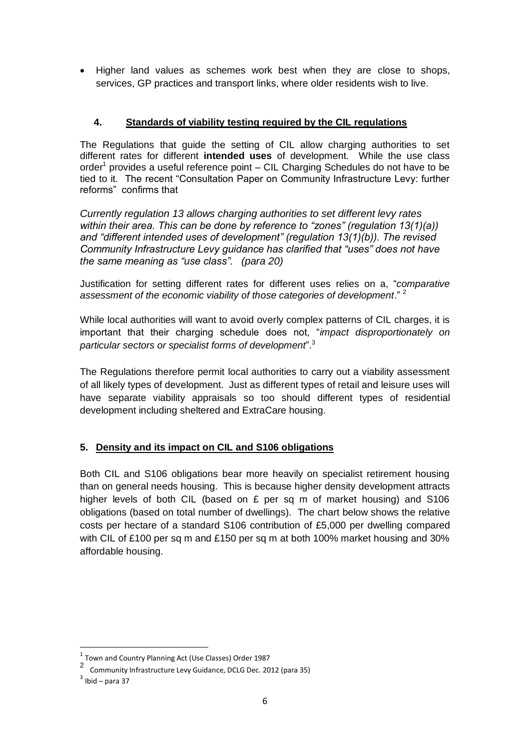- Higher land values as schemes work best when they are close to shops, services, GP practices and transport links, where older residents wish to live.

## 4. Standards of viability testing required by the CIL regulations

The Regulations that guide the setting of CIL allow charging authorities to set different rates for different **intended uses** of development. While the use class order[1] provides a useful reference point – CIL Charging Schedules do not have to be tied to it. The recent "Consultation Paper on Community Infrastructure Levy: further reforms" confirms that

*Currently regulation 13 allows charging authorities to set different levy rates within their area. This can be done by reference to "zones" (regulation 13(1)(a)) and "different intended uses of development" (regulation 13(1)(b)). The revised Community Infrastructure Levy guidance has clarified that "uses" does not have the same meaning as "use class". (para 20)*

Justification for setting different rates for different uses relies on a, "*comparative assessment of the economic viability of those categories of development*." [2]

While local authorities will want to avoid overly complex patterns of CIL charges, it is important that their charging schedule does not, "*impact disproportionately on particular sectors or specialist forms of development*".[3]

The Regulations therefore permit local authorities to carry out a viability assessment of all likely types of development. Just as different types of retail and leisure uses will have separate viability appraisals so too should different types of residential development including sheltered and ExtraCare housing.

## 5. Density and its impact on CIL and S106 obligations

Both CIL and S106 obligations bear more heavily on specialist retirement housing than on general needs housing. This is because higher density development attracts higher levels of both CIL (based on £ per sq m of market housing) and S106 obligations (based on total number of dwellings). The chart below shows the relative costs per hectare of a standard S106 contribution of £5,000 per dwelling compared with CIL of £100 per sq m and £150 per sq m at both 100% market housing and 30% affordable housing.

---

[1] Town and Country Planning Act (Use Classes) Order 1987

[2] Community Infrastructure Levy Guidance, DCLG Dec. 2012 (para 35)

[3] Ibid – para 37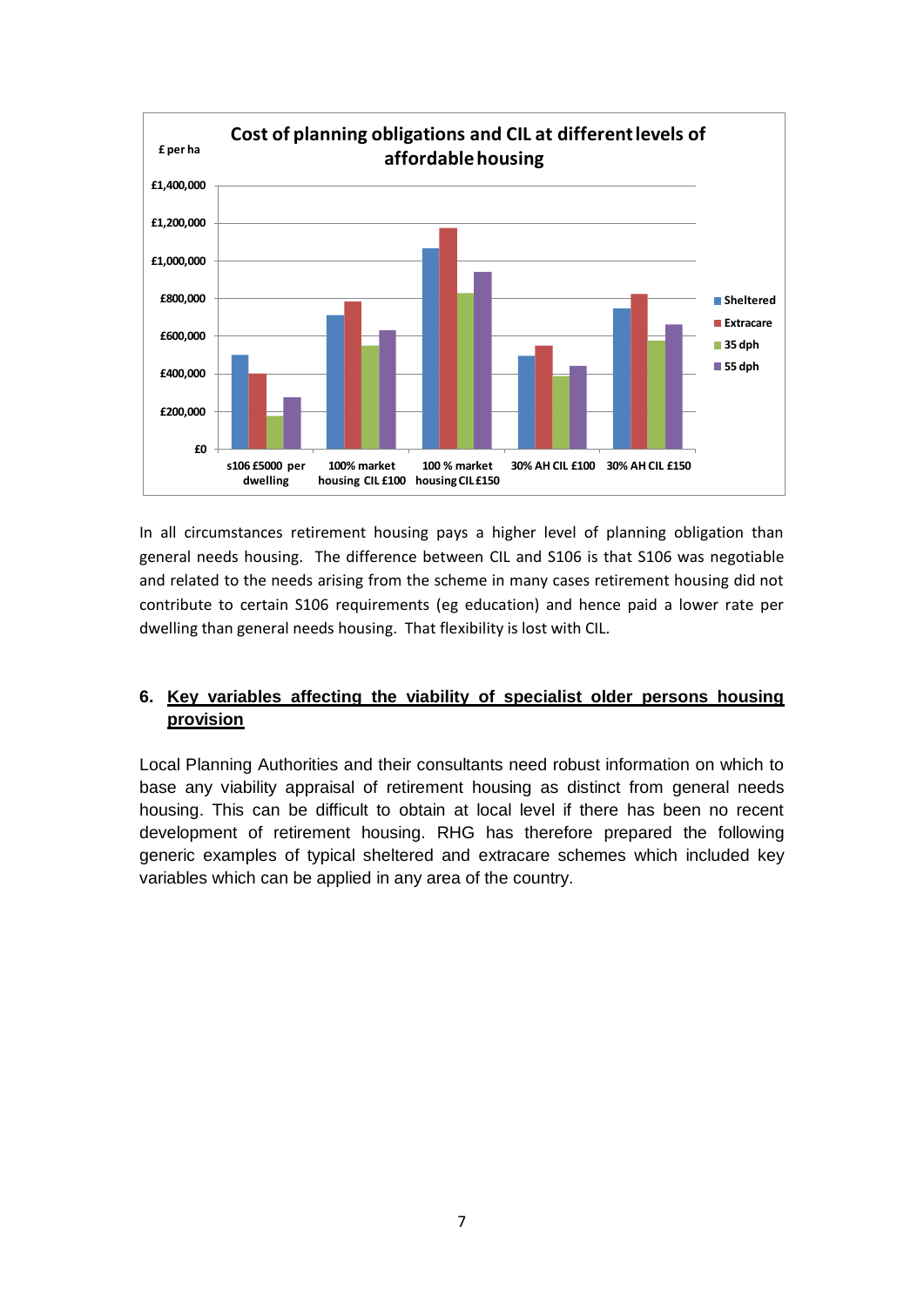**Cost of planning obligations and CIL at different levels of affordable housing**

£ per ha

Categories: s106 £5000 per dwelling; 100% market housing CIL £100; 100 % market housing CIL £150; 30% AH CIL £100; 30% AH CIL £150

Legend: Sheltered; Extracare; 35 dph; 55 dph

In all circumstances retirement housing pays a higher level of planning obligation than general needs housing. The difference between CIL and S106 is that S106 was negotiable and related to the needs arising from the scheme in many cases retirement housing did not contribute to certain S106 requirements (eg education) and hence paid a lower rate per dwelling than general needs housing. That flexibility is lost with CIL.

## 6. Key variables affecting the viability of specialist older persons housing provision

Local Planning Authorities and their consultants need robust information on which to base any viability appraisal of retirement housing as distinct from general needs housing. This can be difficult to obtain at local level if there has been no recent development of retirement housing. RHG has therefore prepared the following generic examples of typical sheltered and extracare schemes which included key variables which can be applied in any area of the country.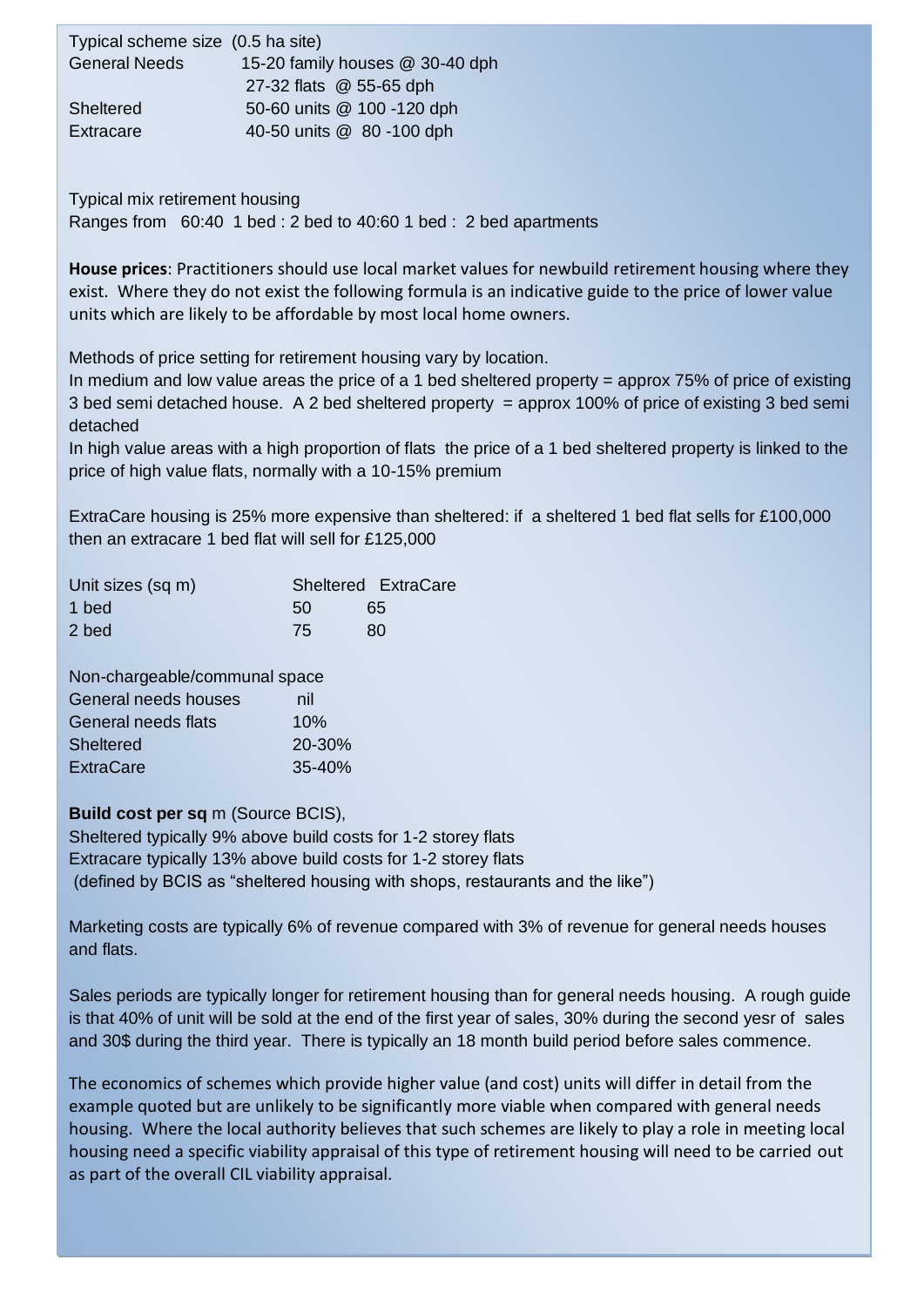Typical scheme size (0.5 ha site)

| | |
|---|---|
| General Needs | 15-20 family houses @ 30-40 dph |
| | 27-32 flats @ 55-65 dph |
| Sheltered | 50-60 units @ 100 -120 dph |
| Extracare | 40-50 units @ 80 -100 dph |

Typical mix retirement housing
Ranges from 60:40 1 bed : 2 bed to 40:60 1 bed : 2 bed apartments

**House prices**: Practitioners should use local market values for newbuild retirement housing where they exist. Where they do not exist the following formula is an indicative guide to the price of lower value units which are likely to be affordable by most local home owners.

Methods of price setting for retirement housing vary by location.
In medium and low value areas the price of a 1 bed sheltered property = approx 75% of price of existing 3 bed semi detached house. A 2 bed sheltered property = approx 100% of price of existing 3 bed semi detached
In high value areas with a high proportion of flats the price of a 1 bed sheltered property is linked to the price of high value flats, normally with a 10-15% premium

ExtraCare housing is 25% more expensive than sheltered: if a sheltered 1 bed flat sells for £100,000 then an extracare 1 bed flat will sell for £125,000

| Unit sizes (sq m) | Sheltered | ExtraCare |
|---|---|---|
| 1 bed | 50 | 65 |
| 2 bed | 75 | 80 |

| Non-chargeable/communal space | |
|---|---|
| General needs houses | nil |
| General needs flats | 10% |
| Sheltered | 20-30% |
| ExtraCare | 35-40% |

**Build cost per sq** m (Source BCIS),
Sheltered typically 9% above build costs for 1-2 storey flats
Extracare typically 13% above build costs for 1-2 storey flats
(defined by BCIS as "sheltered housing with shops, restaurants and the like")

Marketing costs are typically 6% of revenue compared with 3% of revenue for general needs houses and flats.

Sales periods are typically longer for retirement housing than for general needs housing. A rough guide is that 40% of unit will be sold at the end of the first year of sales, 30% during the second yesr of sales and 30$ during the third year. There is typically an 18 month build period before sales commence.

The economics of schemes which provide higher value (and cost) units will differ in detail from the example quoted but are unlikely to be significantly more viable when compared with general needs housing. Where the local authority believes that such schemes are likely to play a role in meeting local housing need a specific viability appraisal of this type of retirement housing will need to be carried out as part of the overall CIL viability appraisal.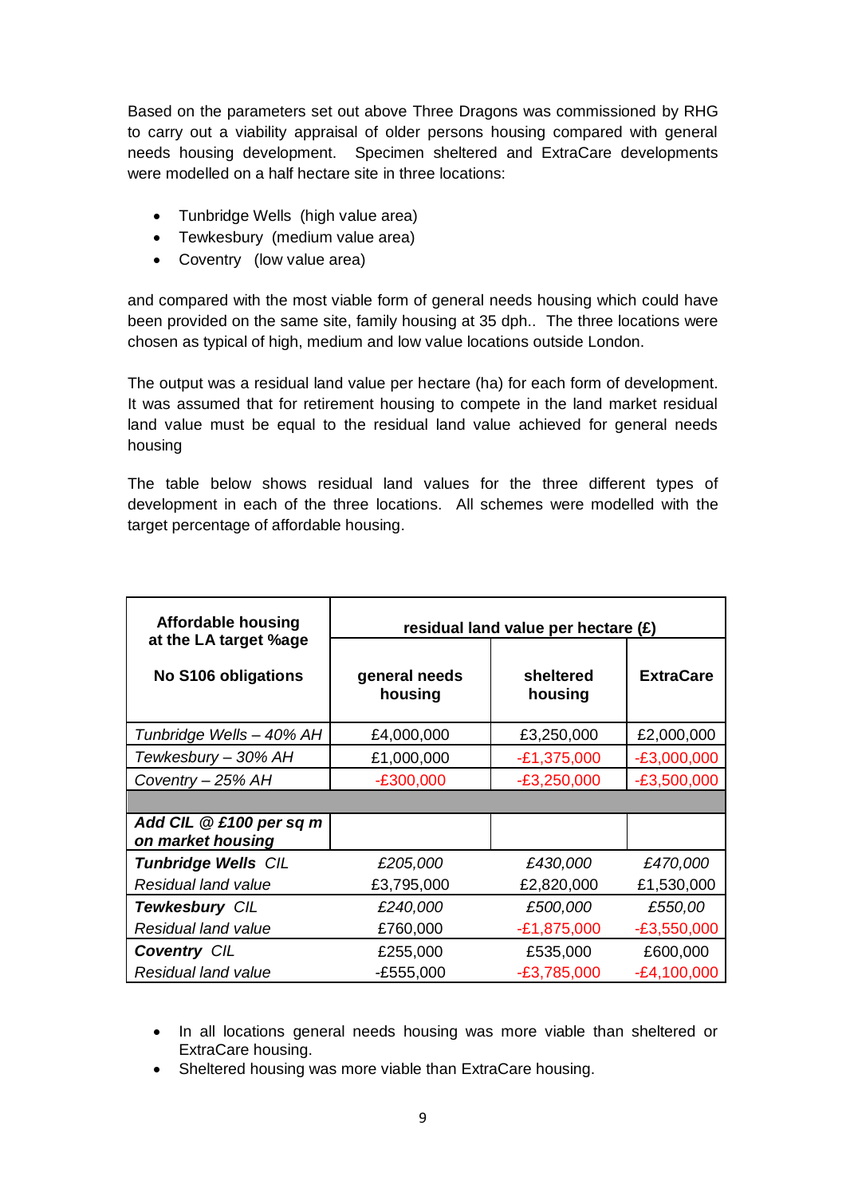Based on the parameters set out above Three Dragons was commissioned by RHG to carry out a viability appraisal of older persons housing compared with general needs housing development. Specimen sheltered and ExtraCare developments were modelled on a half hectare site in three locations:

- Tunbridge Wells (high value area)
- Tewkesbury (medium value area)
- Coventry (low value area)

and compared with the most viable form of general needs housing which could have been provided on the same site, family housing at 35 dph.. The three locations were chosen as typical of high, medium and low value locations outside London.

The output was a residual land value per hectare (ha) for each form of development. It was assumed that for retirement housing to compete in the land market residual land value must be equal to the residual land value achieved for general needs housing

The table below shows residual land values for the three different types of development in each of the three locations. All schemes were modelled with the target percentage of affordable housing.

| **Affordable housing at the LA target %age** <br> **No S106 obligations** | **residual land value per hectare (£)** | | |
|---|---|---|---|
| | **general needs housing** | **sheltered housing** | **ExtraCare** |
| *Tunbridge Wells – 40% AH* | £4,000,000 | £3,250,000 | £2,000,000 |
| *Tewkesbury – 30% AH* | £1,000,000 | -£1,375,000 | -£3,000,000 |
| *Coventry – 25% AH* | -£300,000 | -£3,250,000 | -£3,500,000 |
| | | | |
| ***Add CIL @ £100 per sq m on market housing*** | | | |
| ***Tunbridge Wells*** *CIL* | *£205,000* | *£430,000* | *£470,000* |
| *Residual land value* | £3,795,000 | £2,820,000 | £1,530,000 |
| ***Tewkesbury*** *CIL* | *£240,000* | *£500,000* | *£550,00* |
| *Residual land value* | £760,000 | -£1,875,000 | -£3,550,000 |
| ***Coventry*** *CIL* | £255,000 | £535,000 | £600,000 |
| *Residual land value* | -£555,000 | -£3,785,000 | -£4,100,000 |

- In all locations general needs housing was more viable than sheltered or ExtraCare housing.
- Sheltered housing was more viable than ExtraCare housing.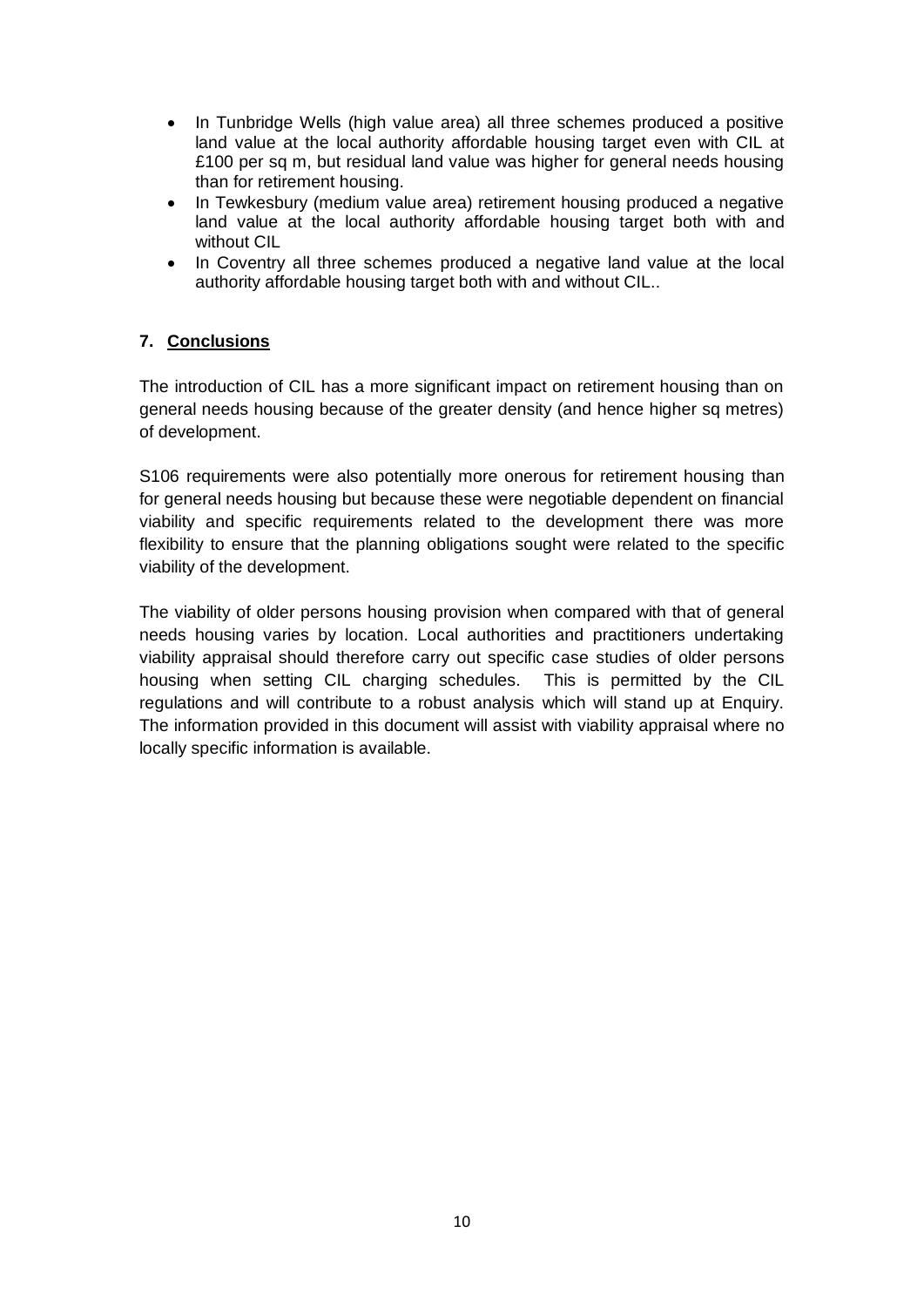- In Tunbridge Wells (high value area) all three schemes produced a positive land value at the local authority affordable housing target even with CIL at £100 per sq m, but residual land value was higher for general needs housing than for retirement housing.
- In Tewkesbury (medium value area) retirement housing produced a negative land value at the local authority affordable housing target both with and without CIL
- In Coventry all three schemes produced a negative land value at the local authority affordable housing target both with and without CIL..

## 7. Conclusions

The introduction of CIL has a more significant impact on retirement housing than on general needs housing because of the greater density (and hence higher sq metres) of development.

S106 requirements were also potentially more onerous for retirement housing than for general needs housing but because these were negotiable dependent on financial viability and specific requirements related to the development there was more flexibility to ensure that the planning obligations sought were related to the specific viability of the development.

The viability of older persons housing provision when compared with that of general needs housing varies by location. Local authorities and practitioners undertaking viability appraisal should therefore carry out specific case studies of older persons housing when setting CIL charging schedules. This is permitted by the CIL regulations and will contribute to a robust analysis which will stand up at Enquiry. The information provided in this document will assist with viability appraisal where no locally specific information is available.